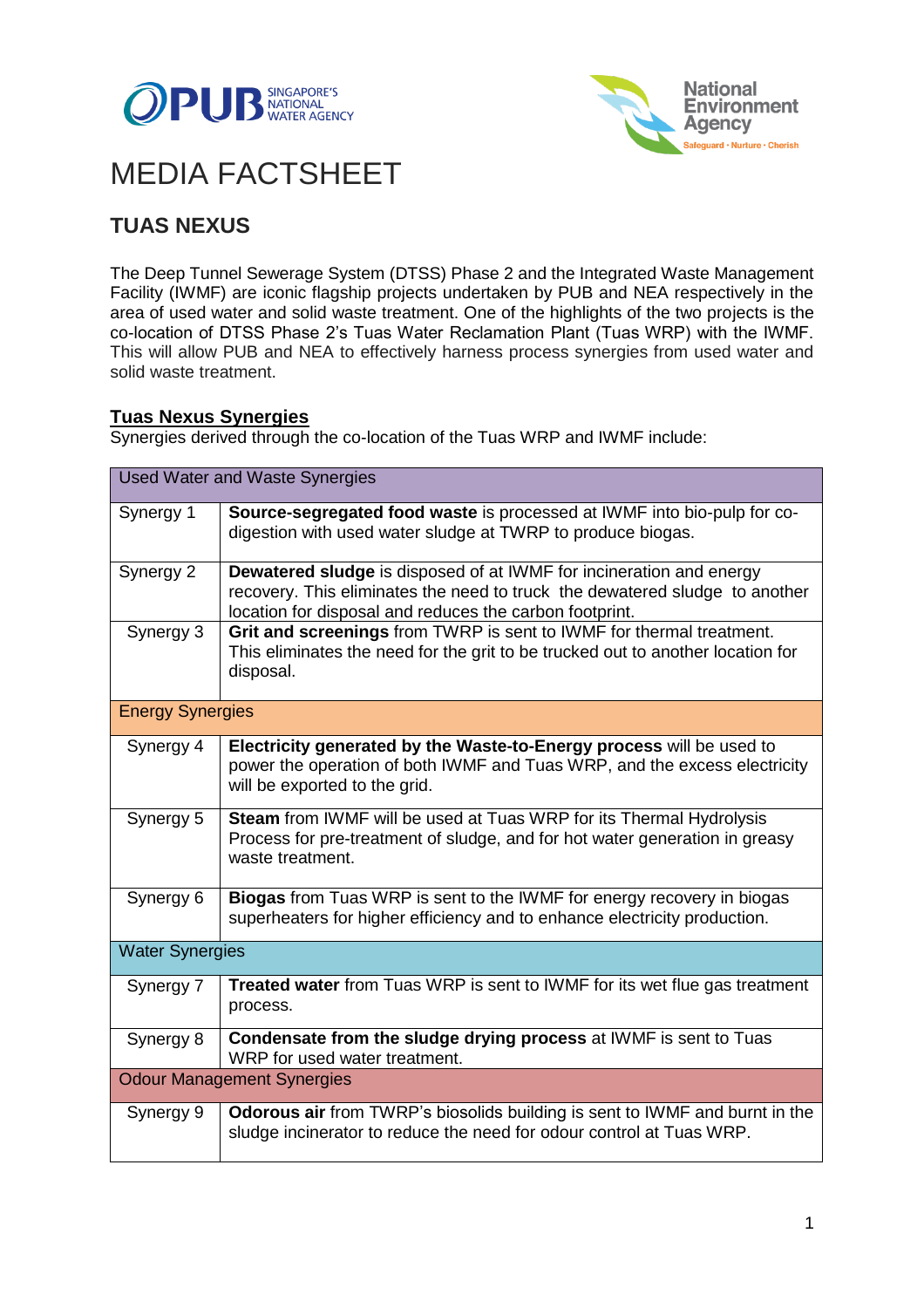# MEDIA FACTSHEET

## TUAS NEXUS

The Deep Tunnel Sewerage System (DTSS) Phase 2 and the Integrated Waste Management Facility (IWMF) are iconic flagship projects undertaken by PUB and NEA respectively in the area of used water and solid waste treatment. One of the highlights of the two projects is the co-location of DTSS Phase 2's Tuas Water Reclamation Plant (Tuas WRP) with the IWMF. This will allow PUB and NEA to effectively harness process synergies from used water and solid waste treatment.

### Tuas Nexus Synergies

Synergies derived through the co-location of the Tuas WRP and IWMF include:

| Used Water and Waste Synergies | |
|---|---|
| Synergy 1 | **Source-segregated food waste** is processed at IWMF into bio-pulp for co-digestion with used water sludge at TWRP to produce biogas. |
| Synergy 2 | **Dewatered sludge** is disposed of at IWMF for incineration and energy recovery. This eliminates the need to truck the dewatered sludge to another location for disposal and reduces the carbon footprint. |
| Synergy 3 | **Grit and screenings** from TWRP is sent to IWMF for thermal treatment. This eliminates the need for the grit to be trucked out to another location for disposal. |
| **Energy Synergies** | |
| Synergy 4 | **Electricity generated by the Waste-to-Energy process** will be used to power the operation of both IWMF and Tuas WRP, and the excess electricity will be exported to the grid. |
| Synergy 5 | **Steam** from IWMF will be used at Tuas WRP for its Thermal Hydrolysis Process for pre-treatment of sludge, and for hot water generation in greasy waste treatment. |
| Synergy 6 | **Biogas** from Tuas WRP is sent to the IWMF for energy recovery in biogas superheaters for higher efficiency and to enhance electricity production. |
| **Water Synergies** | |
| Synergy 7 | **Treated water** from Tuas WRP is sent to IWMF for its wet flue gas treatment process. |
| Synergy 8 | **Condensate from the sludge drying process** at IWMF is sent to Tuas WRP for used water treatment. |
| **Odour Management Synergies** | |
| Synergy 9 | **Odorous air** from TWRP's biosolids building is sent to IWMF and burnt in the sludge incinerator to reduce the need for odour control at Tuas WRP. |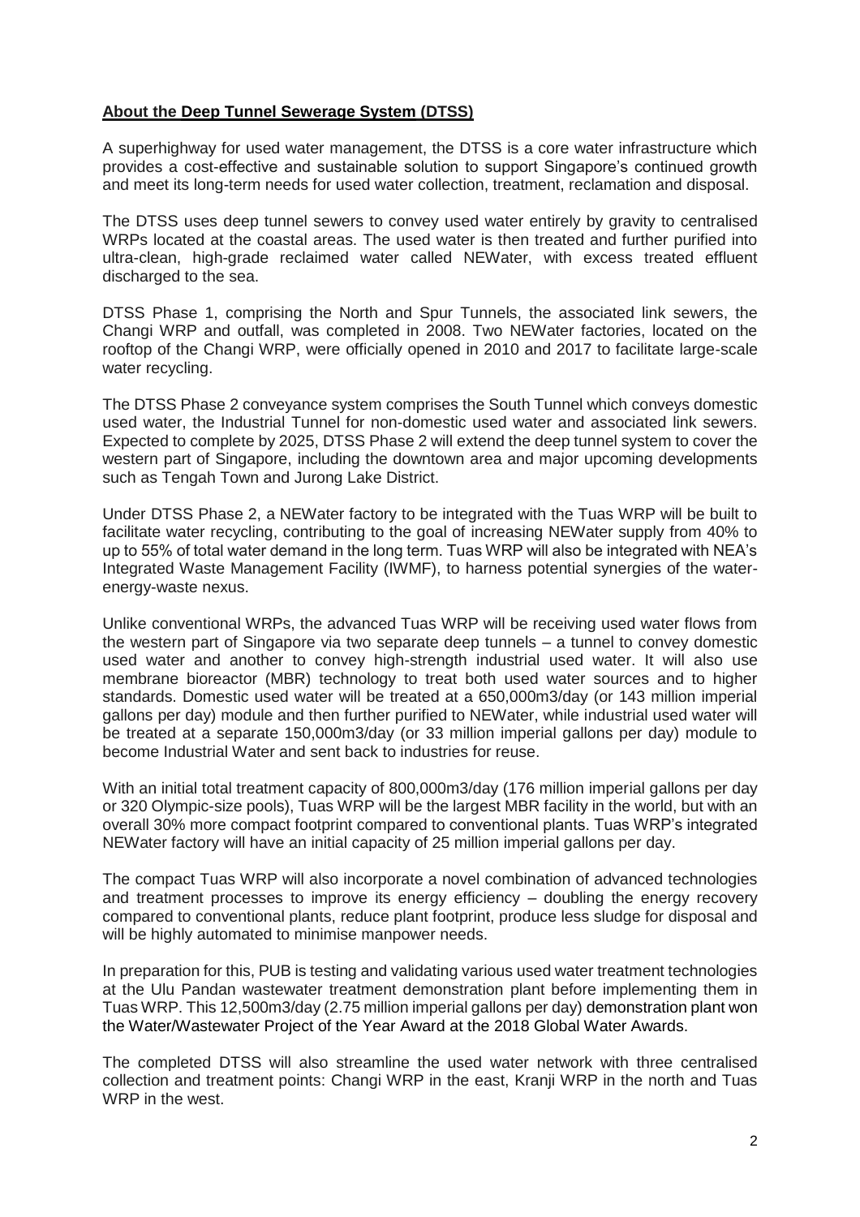## **About the Deep Tunnel Sewerage System (DTSS)**

A superhighway for used water management, the DTSS is a core water infrastructure which provides a cost-effective and sustainable solution to support Singapore's continued growth and meet its long-term needs for used water collection, treatment, reclamation and disposal.

The DTSS uses deep tunnel sewers to convey used water entirely by gravity to centralised WRPs located at the coastal areas. The used water is then treated and further purified into ultra-clean, high-grade reclaimed water called NEWater, with excess treated effluent discharged to the sea.

DTSS Phase 1, comprising the North and Spur Tunnels, the associated link sewers, the Changi WRP and outfall, was completed in 2008. Two NEWater factories, located on the rooftop of the Changi WRP, were officially opened in 2010 and 2017 to facilitate large-scale water recycling.

The DTSS Phase 2 conveyance system comprises the South Tunnel which conveys domestic used water, the Industrial Tunnel for non-domestic used water and associated link sewers. Expected to complete by 2025, DTSS Phase 2 will extend the deep tunnel system to cover the western part of Singapore, including the downtown area and major upcoming developments such as Tengah Town and Jurong Lake District.

Under DTSS Phase 2, a NEWater factory to be integrated with the Tuas WRP will be built to facilitate water recycling, contributing to the goal of increasing NEWater supply from 40% to up to 55% of total water demand in the long term. Tuas WRP will also be integrated with NEA's Integrated Waste Management Facility (IWMF), to harness potential synergies of the water-energy-waste nexus.

Unlike conventional WRPs, the advanced Tuas WRP will be receiving used water flows from the western part of Singapore via two separate deep tunnels – a tunnel to convey domestic used water and another to convey high-strength industrial used water. It will also use membrane bioreactor (MBR) technology to treat both used water sources and to higher standards. Domestic used water will be treated at a 650,000m3/day (or 143 million imperial gallons per day) module and then further purified to NEWater, while industrial used water will be treated at a separate 150,000m3/day (or 33 million imperial gallons per day) module to become Industrial Water and sent back to industries for reuse.

With an initial total treatment capacity of 800,000m3/day (176 million imperial gallons per day or 320 Olympic-size pools), Tuas WRP will be the largest MBR facility in the world, but with an overall 30% more compact footprint compared to conventional plants. Tuas WRP's integrated NEWater factory will have an initial capacity of 25 million imperial gallons per day.

The compact Tuas WRP will also incorporate a novel combination of advanced technologies and treatment processes to improve its energy efficiency – doubling the energy recovery compared to conventional plants, reduce plant footprint, produce less sludge for disposal and will be highly automated to minimise manpower needs.

In preparation for this, PUB is testing and validating various used water treatment technologies at the Ulu Pandan wastewater treatment demonstration plant before implementing them in Tuas WRP. This 12,500m3/day (2.75 million imperial gallons per day) demonstration plant won the Water/Wastewater Project of the Year Award at the 2018 Global Water Awards.

The completed DTSS will also streamline the used water network with three centralised collection and treatment points: Changi WRP in the east, Kranji WRP in the north and Tuas WRP in the west.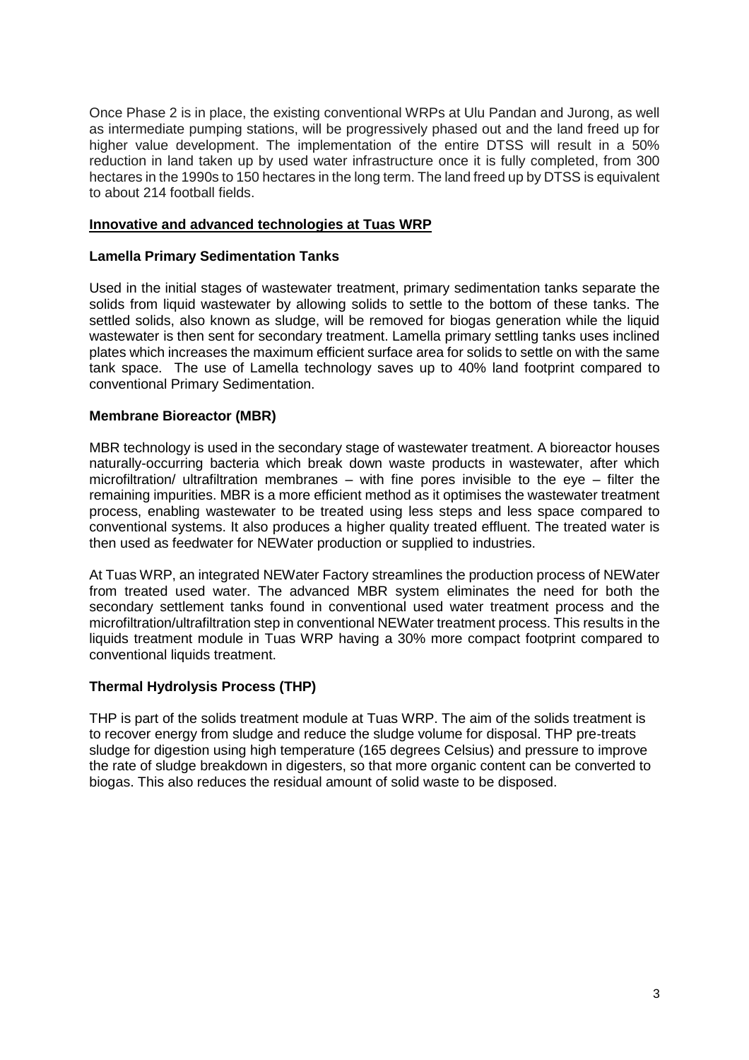Once Phase 2 is in place, the existing conventional WRPs at Ulu Pandan and Jurong, as well as intermediate pumping stations, will be progressively phased out and the land freed up for higher value development. The implementation of the entire DTSS will result in a 50% reduction in land taken up by used water infrastructure once it is fully completed, from 300 hectares in the 1990s to 150 hectares in the long term. The land freed up by DTSS is equivalent to about 214 football fields.

## Innovative and advanced technologies at Tuas WRP

### Lamella Primary Sedimentation Tanks

Used in the initial stages of wastewater treatment, primary sedimentation tanks separate the solids from liquid wastewater by allowing solids to settle to the bottom of these tanks. The settled solids, also known as sludge, will be removed for biogas generation while the liquid wastewater is then sent for secondary treatment. Lamella primary settling tanks uses inclined plates which increases the maximum efficient surface area for solids to settle on with the same tank space. The use of Lamella technology saves up to 40% land footprint compared to conventional Primary Sedimentation.

### Membrane Bioreactor (MBR)

MBR technology is used in the secondary stage of wastewater treatment. A bioreactor houses naturally-occurring bacteria which break down waste products in wastewater, after which microfiltration/ ultrafiltration membranes – with fine pores invisible to the eye – filter the remaining impurities. MBR is a more efficient method as it optimises the wastewater treatment process, enabling wastewater to be treated using less steps and less space compared to conventional systems. It also produces a higher quality treated effluent. The treated water is then used as feedwater for NEWater production or supplied to industries.

At Tuas WRP, an integrated NEWater Factory streamlines the production process of NEWater from treated used water. The advanced MBR system eliminates the need for both the secondary settlement tanks found in conventional used water treatment process and the microfiltration/ultrafiltration step in conventional NEWater treatment process. This results in the liquids treatment module in Tuas WRP having a 30% more compact footprint compared to conventional liquids treatment.

### Thermal Hydrolysis Process (THP)

THP is part of the solids treatment module at Tuas WRP. The aim of the solids treatment is to recover energy from sludge and reduce the sludge volume for disposal. THP pre-treats sludge for digestion using high temperature (165 degrees Celsius) and pressure to improve the rate of sludge breakdown in digesters, so that more organic content can be converted to biogas. This also reduces the residual amount of solid waste to be disposed.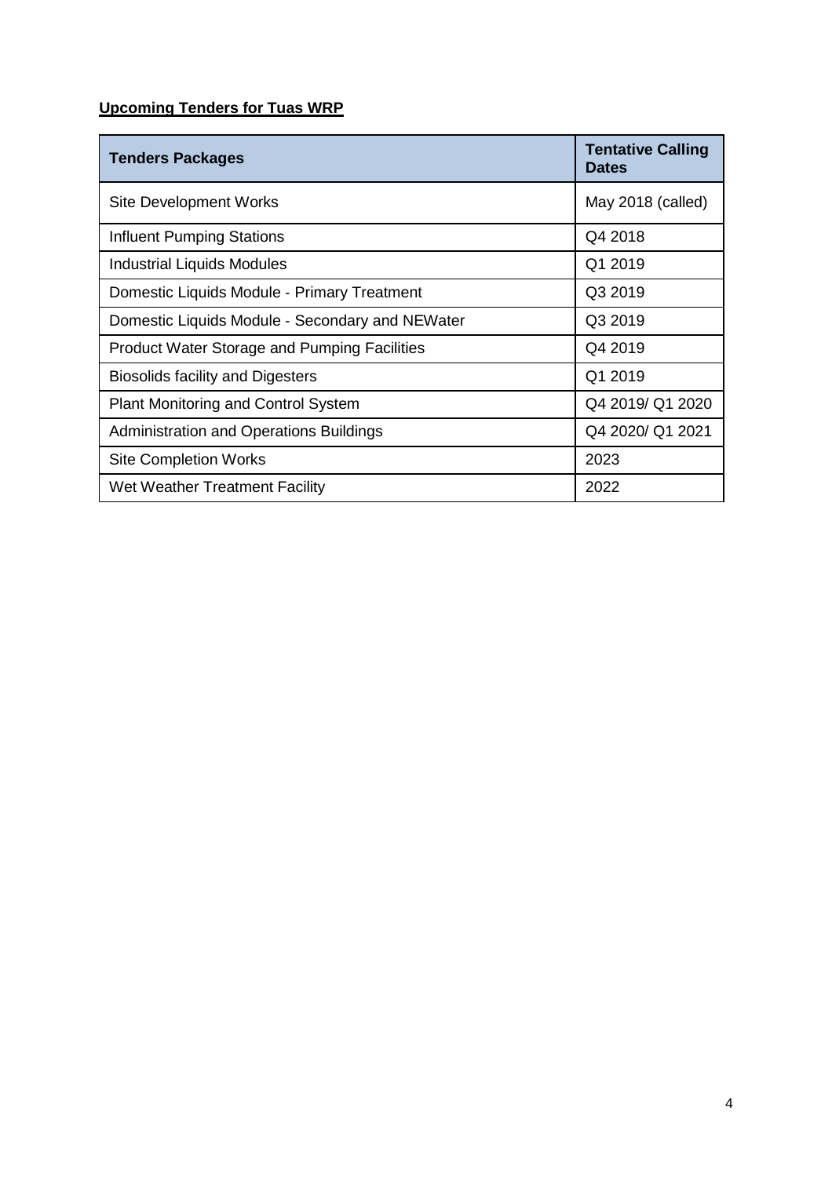**Upcoming Tenders for Tuas WRP**

| Tenders Packages | Tentative Calling Dates |
|---|---|
| Site Development Works | May 2018 (called) |
| Influent Pumping Stations | Q4 2018 |
| Industrial Liquids Modules | Q1 2019 |
| Domestic Liquids Module - Primary Treatment | Q3 2019 |
| Domestic Liquids Module - Secondary and NEWater | Q3 2019 |
| Product Water Storage and Pumping Facilities | Q4 2019 |
| Biosolids facility and Digesters | Q1 2019 |
| Plant Monitoring and Control System | Q4 2019/ Q1 2020 |
| Administration and Operations Buildings | Q4 2020/ Q1 2021 |
| Site Completion Works | 2023 |
| Wet Weather Treatment Facility | 2022 |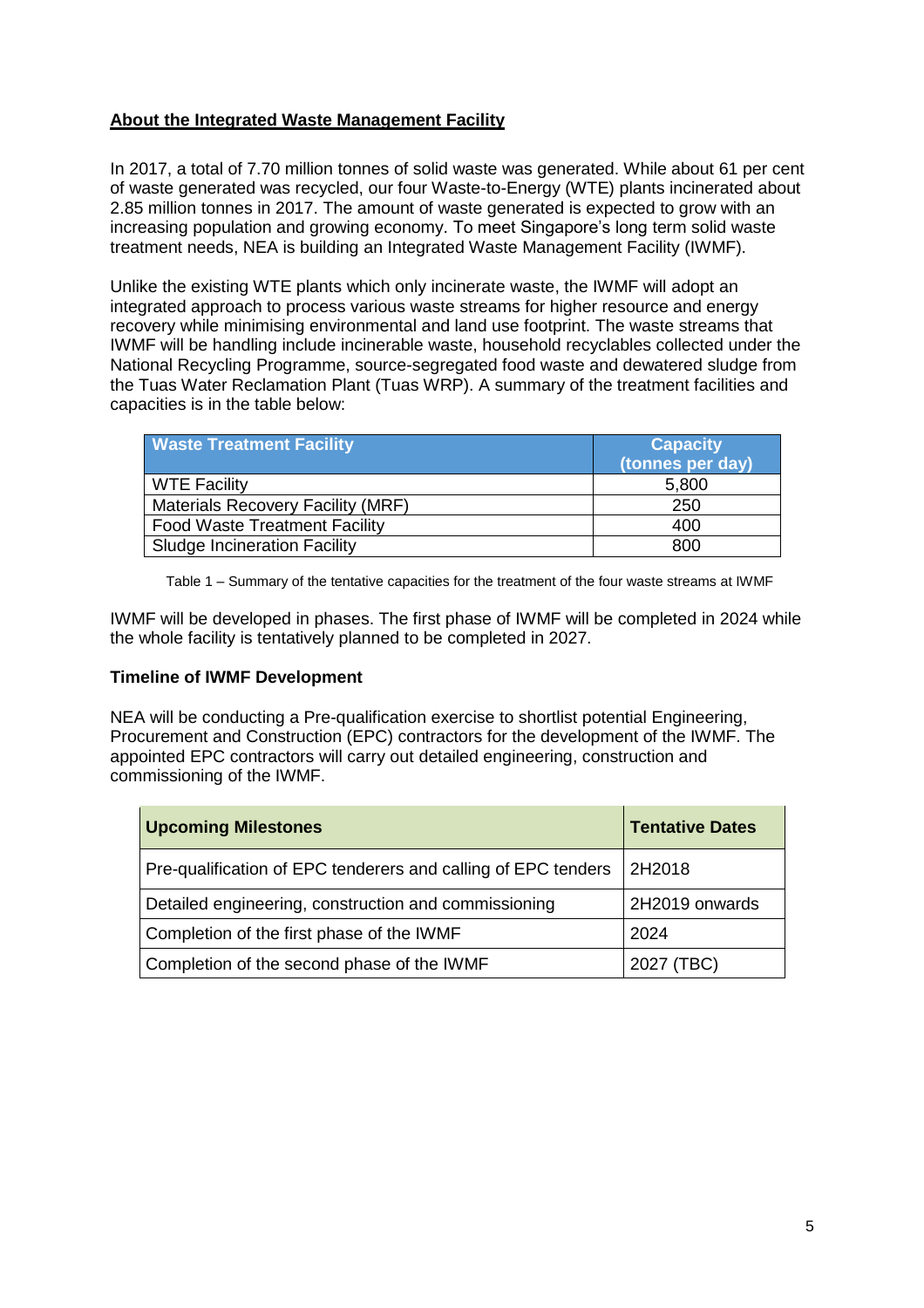## About the Integrated Waste Management Facility

In 2017, a total of 7.70 million tonnes of solid waste was generated. While about 61 per cent of waste generated was recycled, our four Waste-to-Energy (WTE) plants incinerated about 2.85 million tonnes in 2017. The amount of waste generated is expected to grow with an increasing population and growing economy. To meet Singapore's long term solid waste treatment needs, NEA is building an Integrated Waste Management Facility (IWMF).

Unlike the existing WTE plants which only incinerate waste, the IWMF will adopt an integrated approach to process various waste streams for higher resource and energy recovery while minimising environmental and land use footprint. The waste streams that IWMF will be handling include incinerable waste, household recyclables collected under the National Recycling Programme, source-segregated food waste and dewatered sludge from the Tuas Water Reclamation Plant (Tuas WRP). A summary of the treatment facilities and capacities is in the table below:

| Waste Treatment Facility | Capacity (tonnes per day) |
| --- | --- |
| WTE Facility | 5,800 |
| Materials Recovery Facility (MRF) | 250 |
| Food Waste Treatment Facility | 400 |
| Sludge Incineration Facility | 800 |

Table 1 – Summary of the tentative capacities for the treatment of the four waste streams at IWMF

IWMF will be developed in phases. The first phase of IWMF will be completed in 2024 while the whole facility is tentatively planned to be completed in 2027.

### Timeline of IWMF Development

NEA will be conducting a Pre-qualification exercise to shortlist potential Engineering, Procurement and Construction (EPC) contractors for the development of the IWMF. The appointed EPC contractors will carry out detailed engineering, construction and commissioning of the IWMF.

| Upcoming Milestones | Tentative Dates |
| --- | --- |
| Pre-qualification of EPC tenderers and calling of EPC tenders | 2H2018 |
| Detailed engineering, construction and commissioning | 2H2019 onwards |
| Completion of the first phase of the IWMF | 2024 |
| Completion of the second phase of the IWMF | 2027 (TBC) |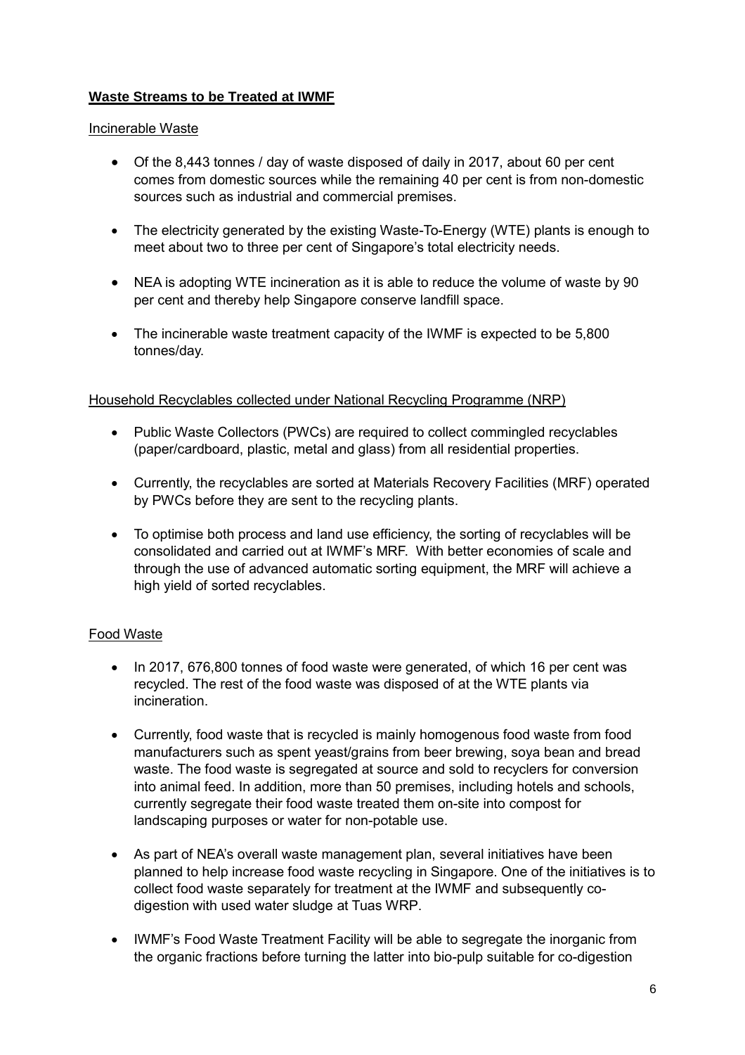**<u>Waste Streams to be Treated at IWMF</u>**

<u>Incinerable Waste</u>

- Of the 8,443 tonnes / day of waste disposed of daily in 2017, about 60 per cent comes from domestic sources while the remaining 40 per cent is from non-domestic sources such as industrial and commercial premises.
- The electricity generated by the existing Waste-To-Energy (WTE) plants is enough to meet about two to three per cent of Singapore's total electricity needs.
- NEA is adopting WTE incineration as it is able to reduce the volume of waste by 90 per cent and thereby help Singapore conserve landfill space.
- The incinerable waste treatment capacity of the IWMF is expected to be 5,800 tonnes/day.

<u>Household Recyclables collected under National Recycling Programme (NRP)</u>

- Public Waste Collectors (PWCs) are required to collect commingled recyclables (paper/cardboard, plastic, metal and glass) from all residential properties.
- Currently, the recyclables are sorted at Materials Recovery Facilities (MRF) operated by PWCs before they are sent to the recycling plants.
- To optimise both process and land use efficiency, the sorting of recyclables will be consolidated and carried out at IWMF's MRF. With better economies of scale and through the use of advanced automatic sorting equipment, the MRF will achieve a high yield of sorted recyclables.

<u>Food Waste</u>

- In 2017, 676,800 tonnes of food waste were generated, of which 16 per cent was recycled. The rest of the food waste was disposed of at the WTE plants via incineration.
- Currently, food waste that is recycled is mainly homogenous food waste from food manufacturers such as spent yeast/grains from beer brewing, soya bean and bread waste. The food waste is segregated at source and sold to recyclers for conversion into animal feed. In addition, more than 50 premises, including hotels and schools, currently segregate their food waste treated them on-site into compost for landscaping purposes or water for non-potable use.
- As part of NEA's overall waste management plan, several initiatives have been planned to help increase food waste recycling in Singapore. One of the initiatives is to collect food waste separately for treatment at the IWMF and subsequently co-digestion with used water sludge at Tuas WRP.
- IWMF's Food Waste Treatment Facility will be able to segregate the inorganic from the organic fractions before turning the latter into bio-pulp suitable for co-digestion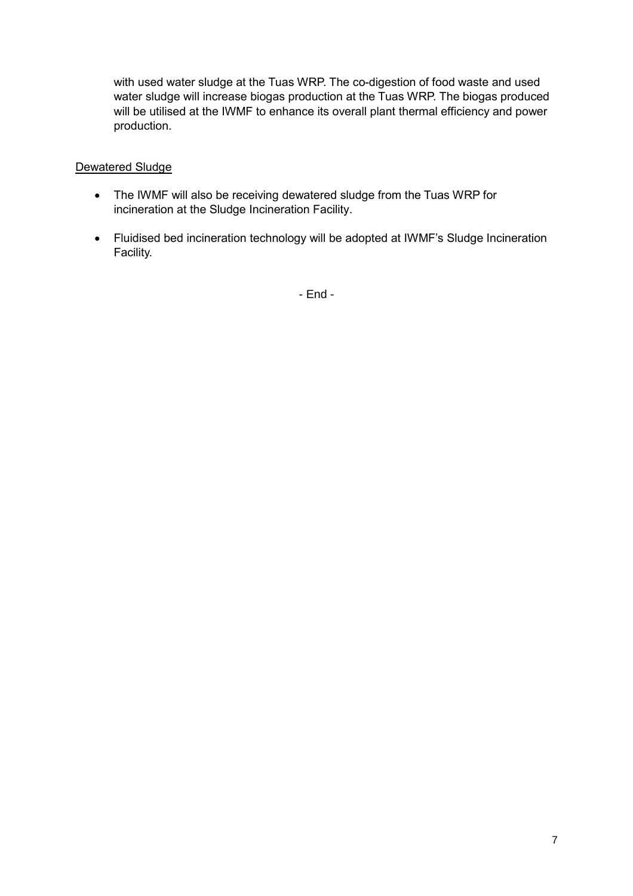with used water sludge at the Tuas WRP. The co-digestion of food waste and used water sludge will increase biogas production at the Tuas WRP. The biogas produced will be utilised at the IWMF to enhance its overall plant thermal efficiency and power production.

<u>Dewatered Sludge</u>

- The IWMF will also be receiving dewatered sludge from the Tuas WRP for incineration at the Sludge Incineration Facility.
- Fluidised bed incineration technology will be adopted at IWMF's Sludge Incineration Facility.

- End -